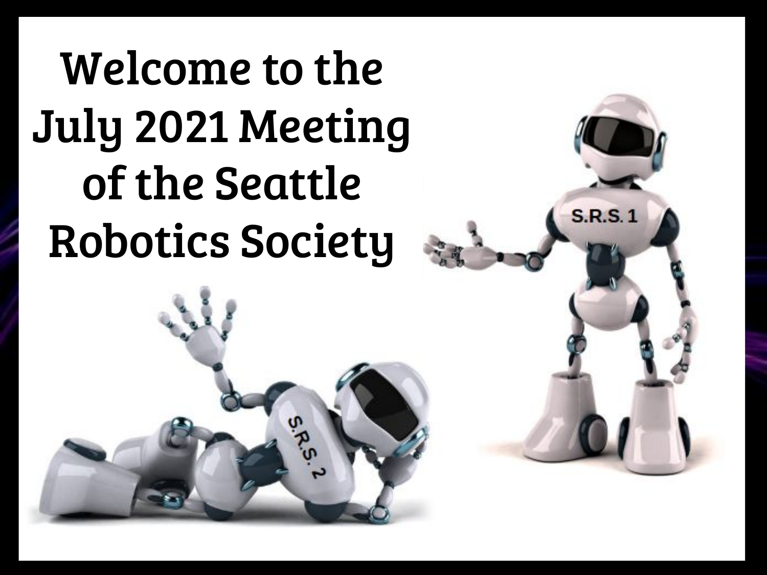# Welcome to the July 2021 Meeting of the Seattle Robotics Society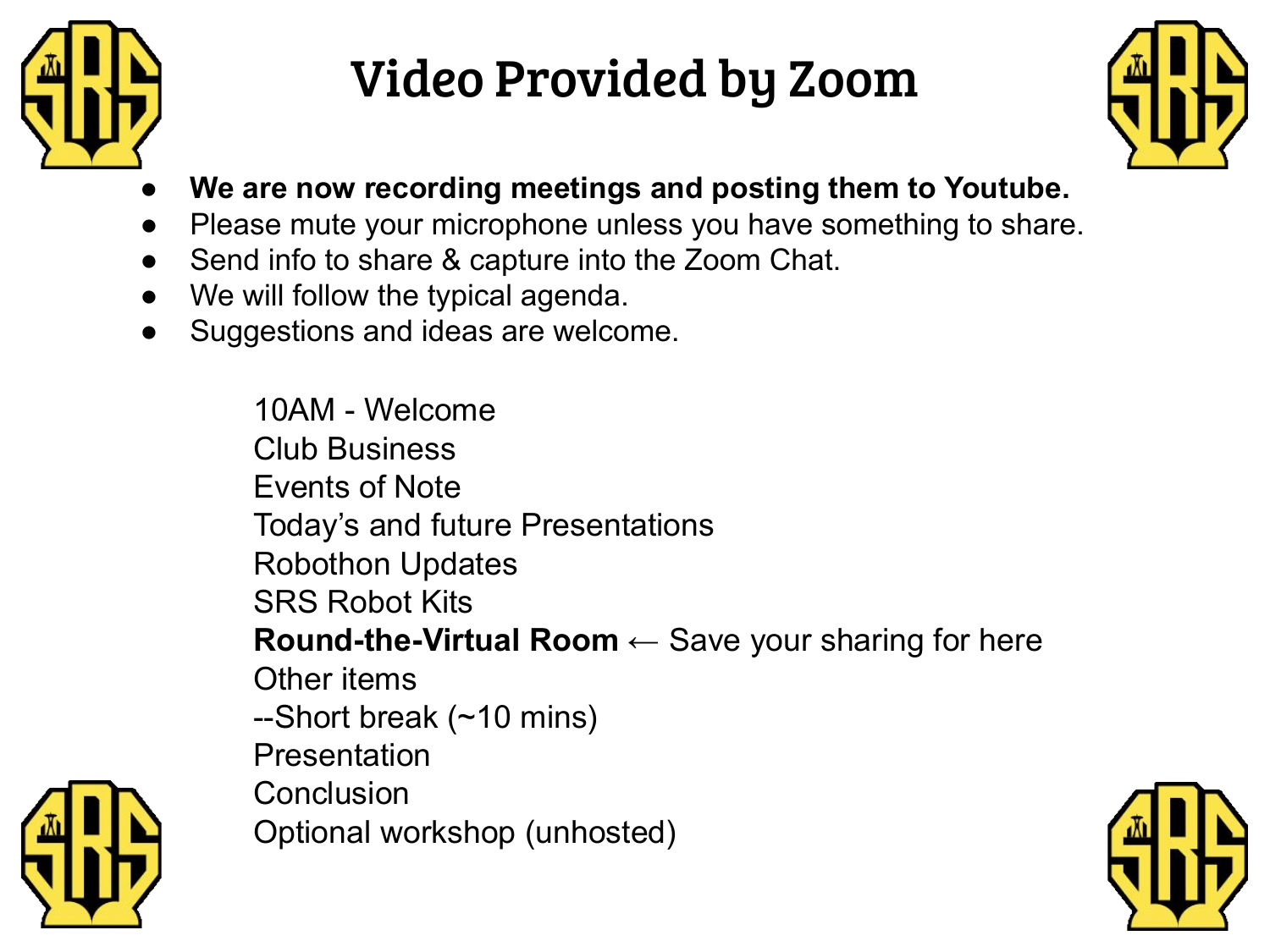# Video Provided by Zoom

- **We are now recording meetings and posting them to Youtube.**
- Please mute your microphone unless you have something to share.
- Send info to share & capture into the Zoom Chat.
- We will follow the typical agenda.
- Suggestions and ideas are welcome.

10AM - Welcome
Club Business
Events of Note
Today's and future Presentations
Robothon Updates
SRS Robot Kits
**Round-the-Virtual Room** ← Save your sharing for here
Other items
--Short break (~10 mins)
Presentation
Conclusion
Optional workshop (unhosted)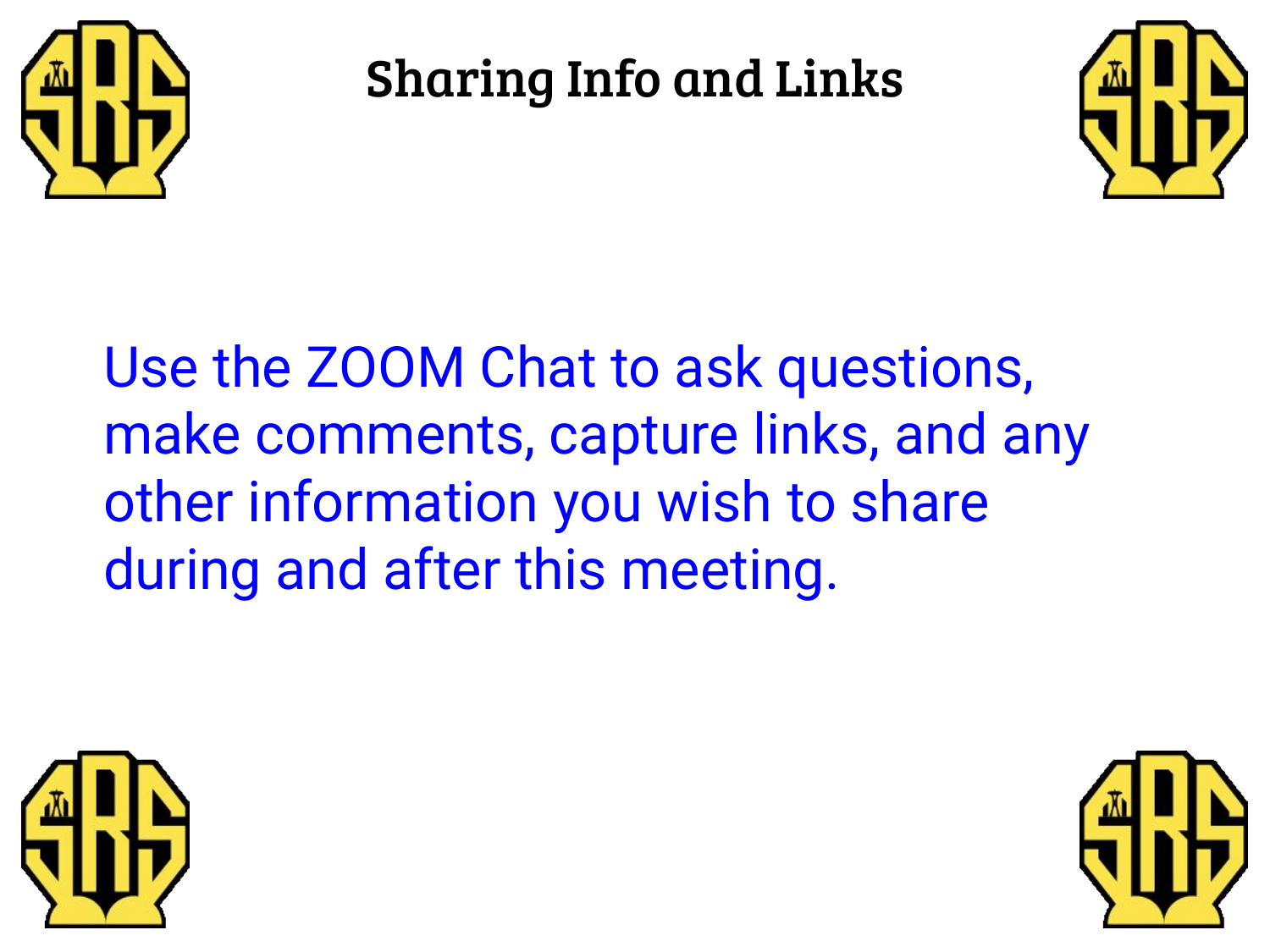# Sharing Info and Links

Use the ZOOM Chat to ask questions, make comments, capture links, and any other information you wish to share during and after this meeting.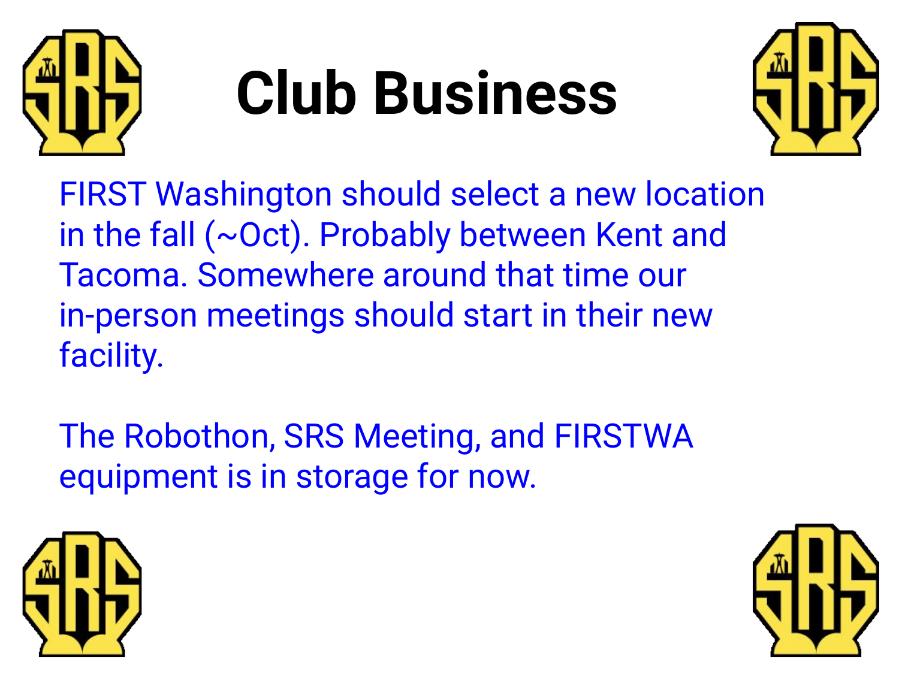# Club Business

FIRST Washington should select a new location in the fall (~Oct). Probably between Kent and Tacoma. Somewhere around that time our in-person meetings should start in their new facility.

The Robothon, SRS Meeting, and FIRSTWA equipment is in storage for now.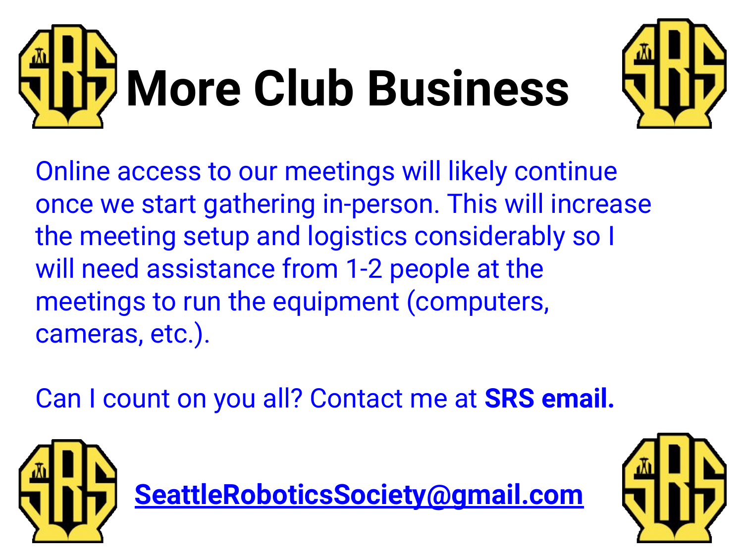# More Club Business

Online access to our meetings will likely continue once we start gathering in-person. This will increase the meeting setup and logistics considerably so I will need assistance from 1-2 people at the meetings to run the equipment (computers, cameras, etc.).

Can I count on you all? Contact me at **SRS email.**

**SeattleRoboticsSociety@gmail.com**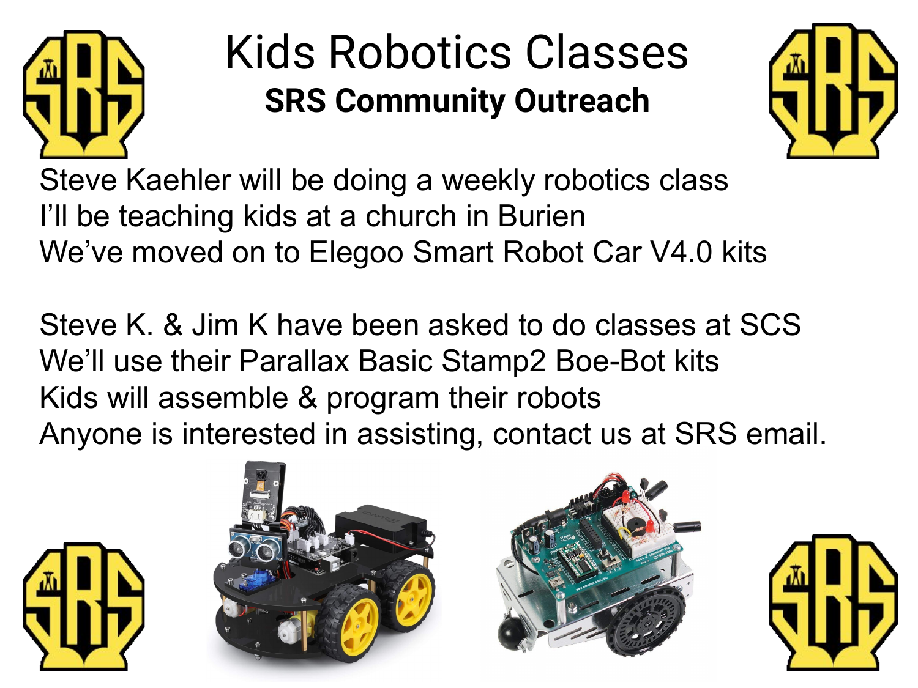# Kids Robotics Classes

## SRS Community Outreach

Steve Kaehler will be doing a weekly robotics class
I'll be teaching kids at a church in Burien
We've moved on to Elegoo Smart Robot Car V4.0 kits

Steve K. & Jim K have been asked to do classes at SCS
We'll use their Parallax Basic Stamp2 Boe-Bot kits
Kids will assemble & program their robots
Anyone is interested in assisting, contact us at SRS email.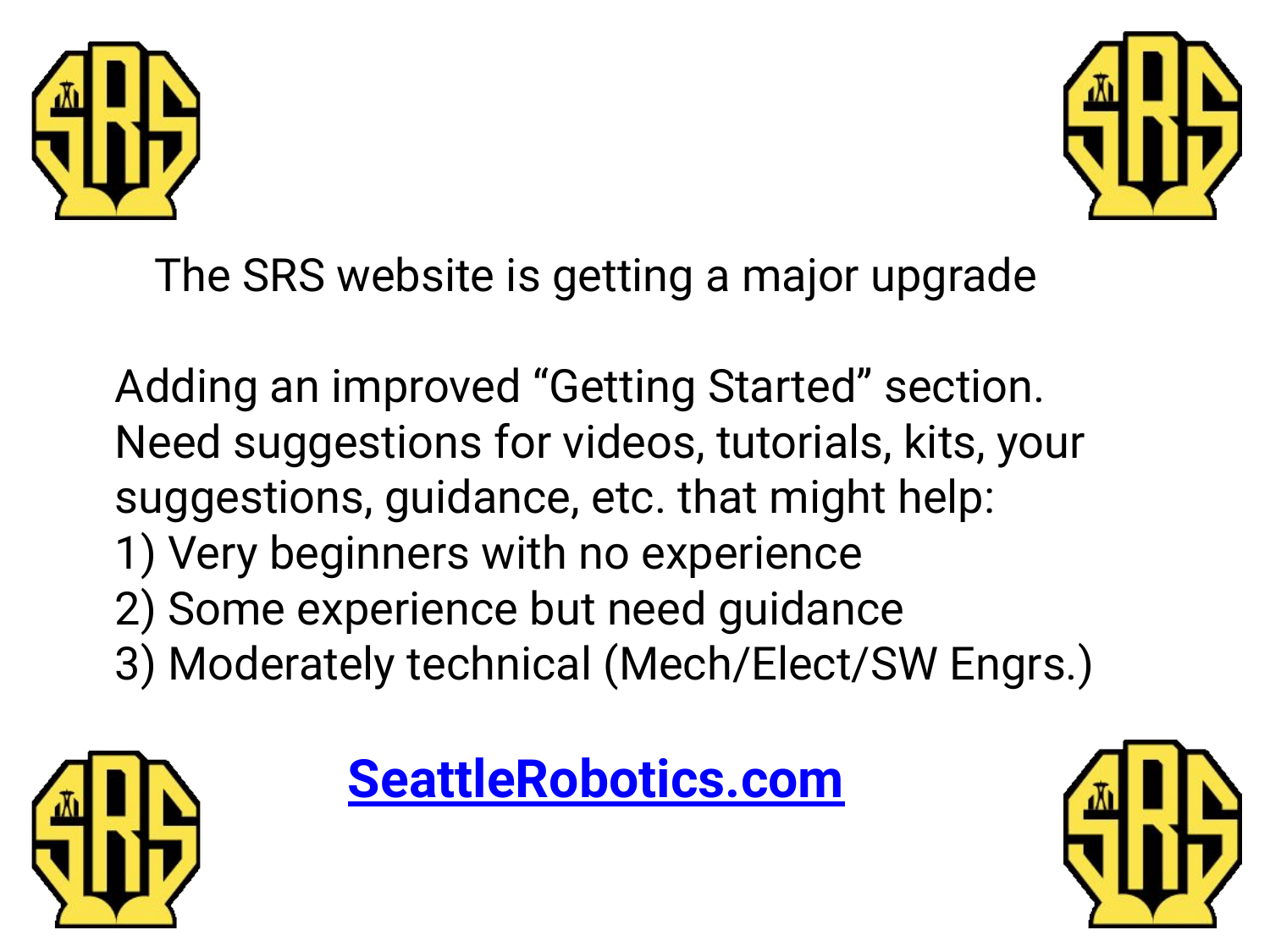The SRS website is getting a major upgrade

Adding an improved “Getting Started” section. Need suggestions for videos, tutorials, kits, your suggestions, guidance, etc. that might help:

1) Very beginners with no experience
2) Some experience but need guidance
3) Moderately technical (Mech/Elect/SW Engrs.)

**SeattleRobotics.com**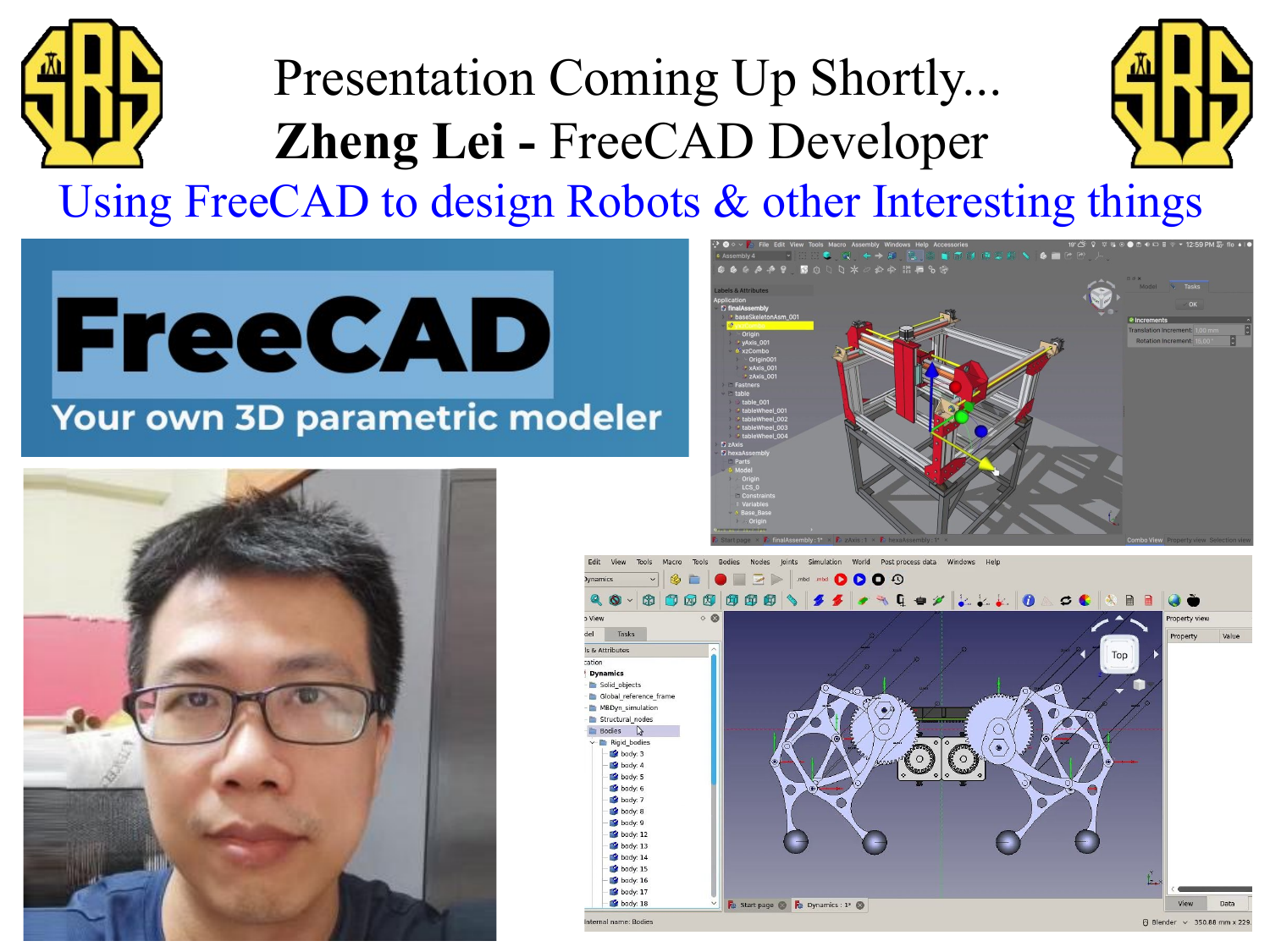# Presentation Coming Up Shortly...

# **Zheng Lei -** FreeCAD Developer

## Using FreeCAD to design Robots & other Interesting things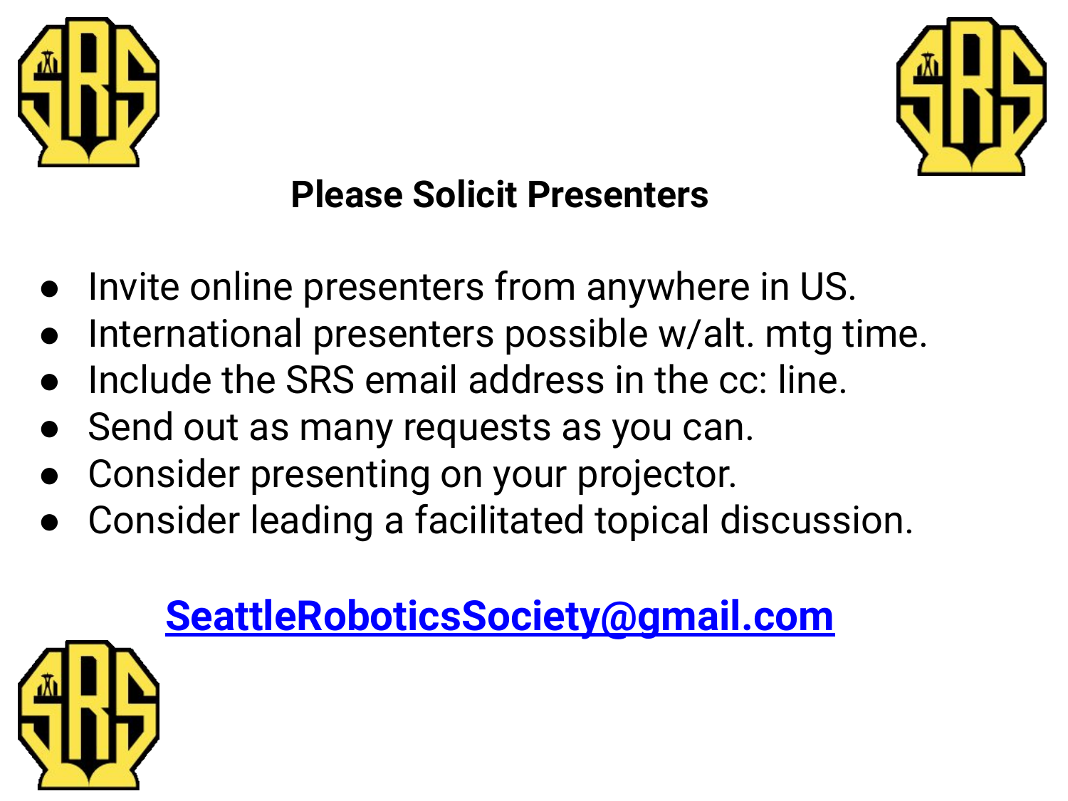## Please Solicit Presenters

- Invite online presenters from anywhere in US.
- International presenters possible w/alt. mtg time.
- Include the SRS email address in the cc: line.
- Send out as many requests as you can.
- Consider presenting on your projector.
- Consider leading a facilitated topical discussion.

**SeattleRoboticsSociety@gmail.com**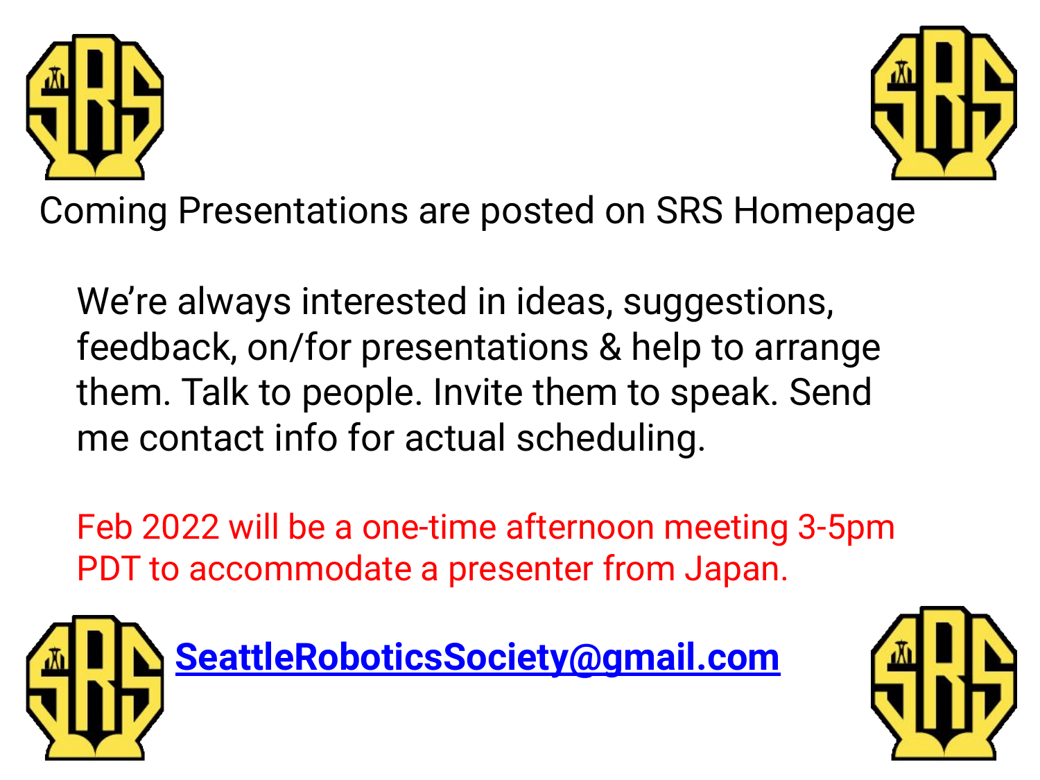Coming Presentations are posted on SRS Homepage

We're always interested in ideas, suggestions, feedback, on/for presentations & help to arrange them. Talk to people. Invite them to speak. Send me contact info for actual scheduling.

Feb 2022 will be a one-time afternoon meeting 3-5pm PDT to accommodate a presenter from Japan.

**SeattleRoboticsSociety@gmail.com**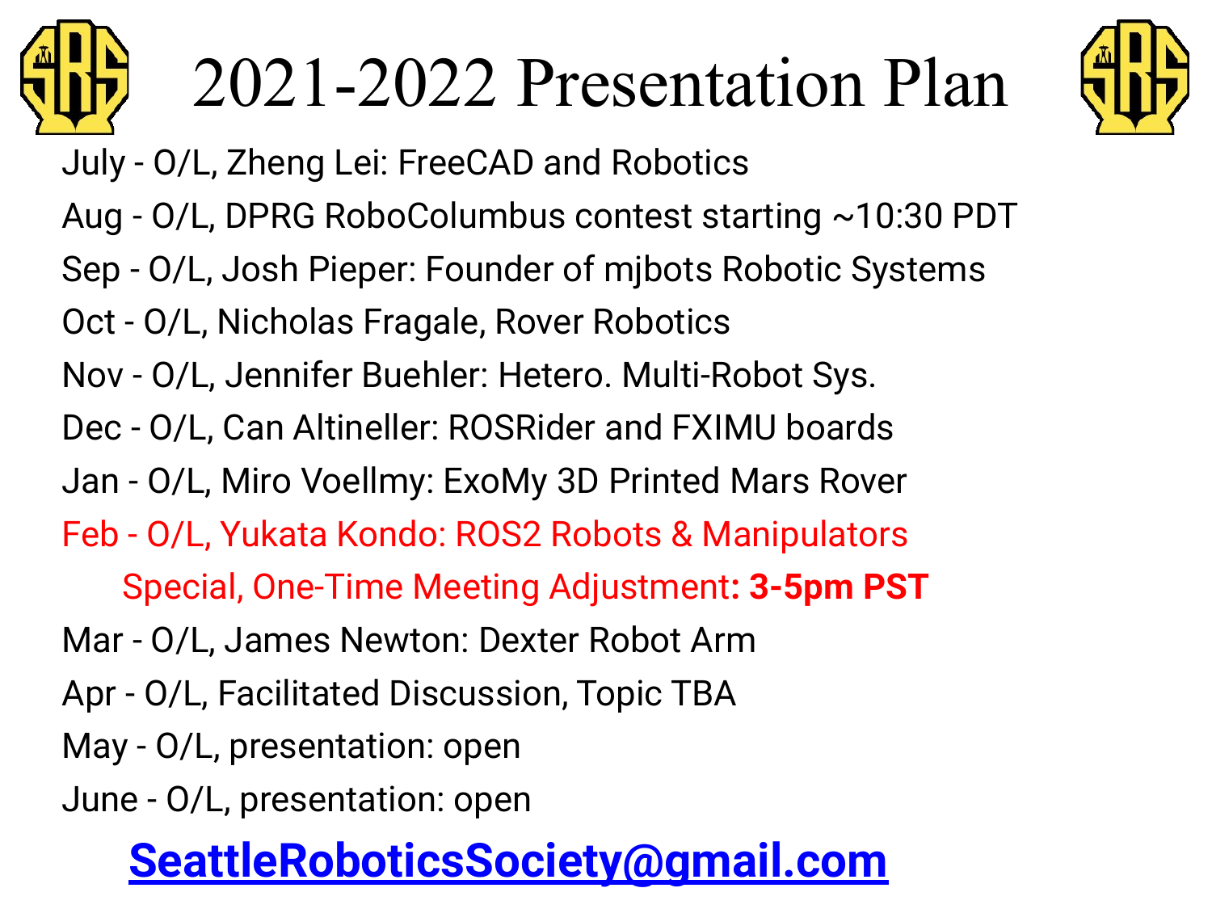# 2021-2022 Presentation Plan

July - O/L, Zheng Lei: FreeCAD and Robotics

Aug - O/L, DPRG RoboColumbus contest starting ~10:30 PDT

Sep - O/L, Josh Pieper: Founder of mjbots Robotic Systems

Oct - O/L, Nicholas Fragale, Rover Robotics

Nov - O/L, Jennifer Buehler: Hetero. Multi-Robot Sys.

Dec - O/L, Can Altineller: ROSRider and FXIMU boards

Jan - O/L, Miro Voellmy: ExoMy 3D Printed Mars Rover

Feb - O/L, Yukata Kondo: ROS2 Robots & Manipulators

Special, One-Time Meeting Adjustment**: 3-5pm PST**

Mar - O/L, James Newton: Dexter Robot Arm

Apr - O/L, Facilitated Discussion, Topic TBA

May - O/L, presentation: open

June - O/L, presentation: open

**SeattleRoboticsSociety@gmail.com**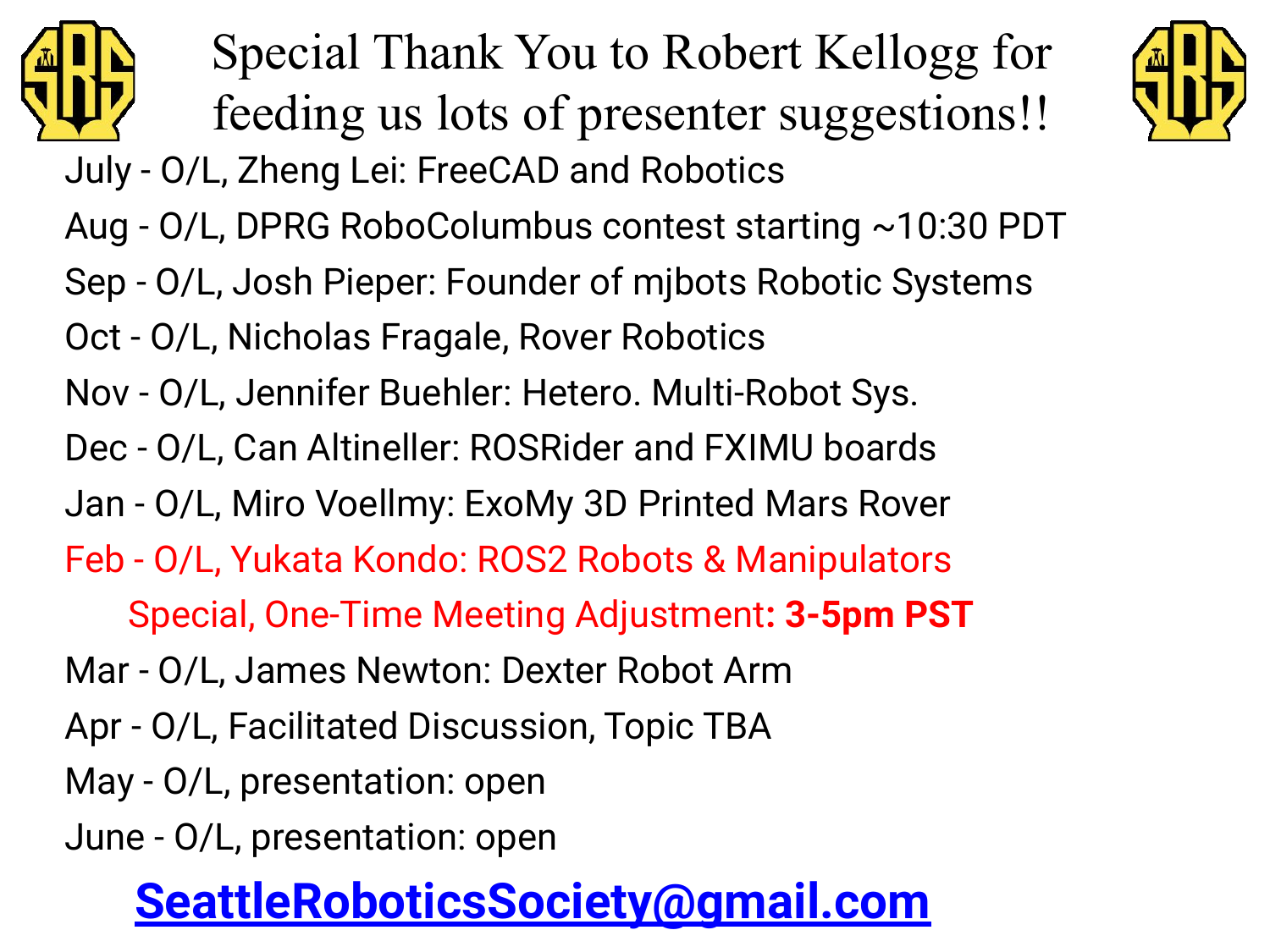# Special Thank You to Robert Kellogg for feeding us lots of presenter suggestions!!

July - O/L, Zheng Lei: FreeCAD and Robotics

Aug - O/L, DPRG RoboColumbus contest starting ~10:30 PDT

Sep - O/L, Josh Pieper: Founder of mjbots Robotic Systems

Oct - O/L, Nicholas Fragale, Rover Robotics

Nov - O/L, Jennifer Buehler: Hetero. Multi-Robot Sys.

Dec - O/L, Can Altineller: ROSRider and FXIMU boards

Jan - O/L, Miro Voellmy: ExoMy 3D Printed Mars Rover

Feb - O/L, Yukata Kondo: ROS2 Robots & Manipulators

Special, One-Time Meeting Adjustment**: 3-5pm PST**

Mar - O/L, James Newton: Dexter Robot Arm

Apr - O/L, Facilitated Discussion, Topic TBA

May - O/L, presentation: open

June - O/L, presentation: open

**SeattleRoboticsSociety@gmail.com**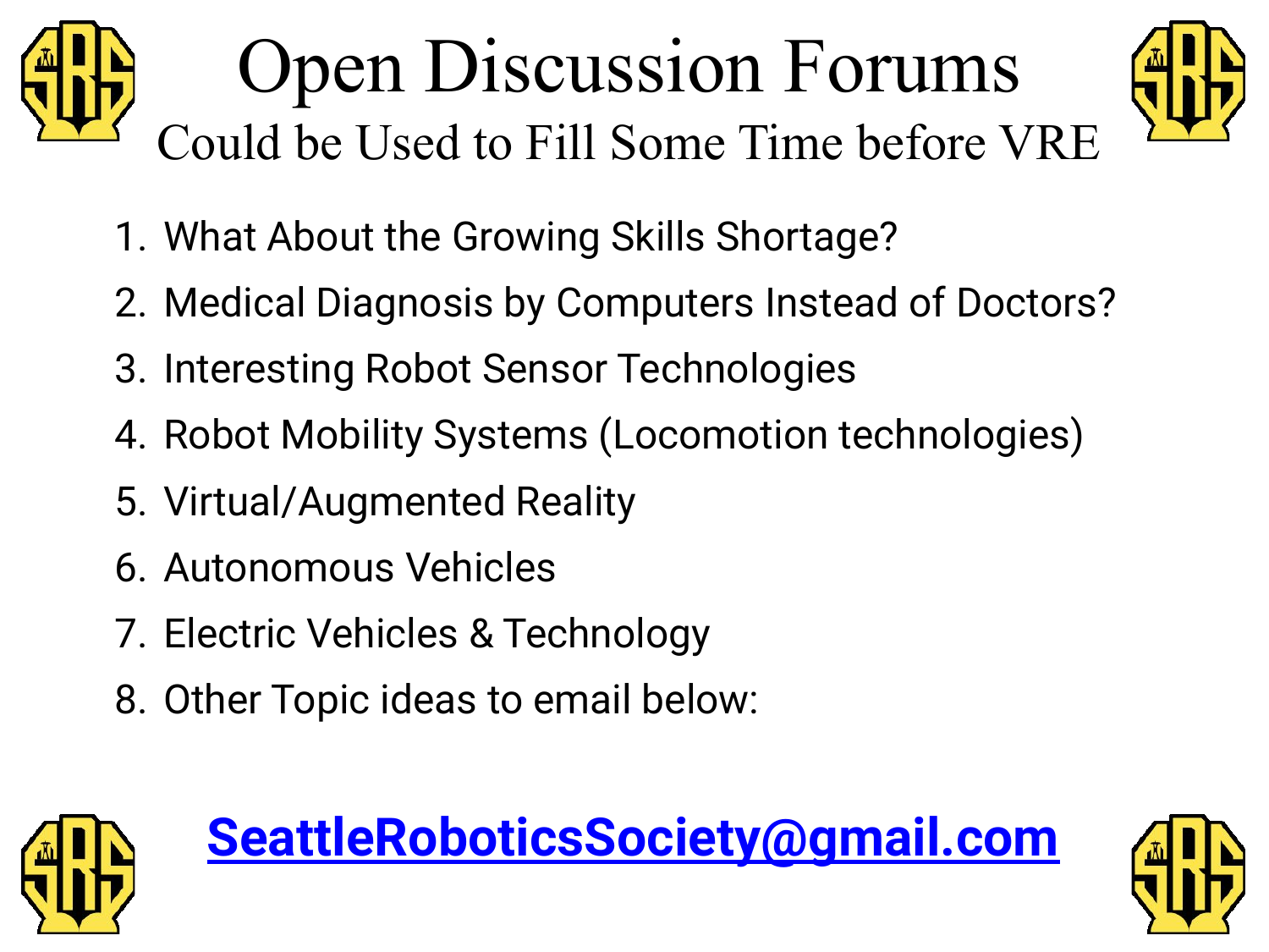# Open Discussion Forums

## Could be Used to Fill Some Time before VRE

1. What About the Growing Skills Shortage?
2. Medical Diagnosis by Computers Instead of Doctors?
3. Interesting Robot Sensor Technologies
4. Robot Mobility Systems (Locomotion technologies)
5. Virtual/Augmented Reality
6. Autonomous Vehicles
7. Electric Vehicles & Technology
8. Other Topic ideas to email below:

**SeattleRoboticsSociety@gmail.com**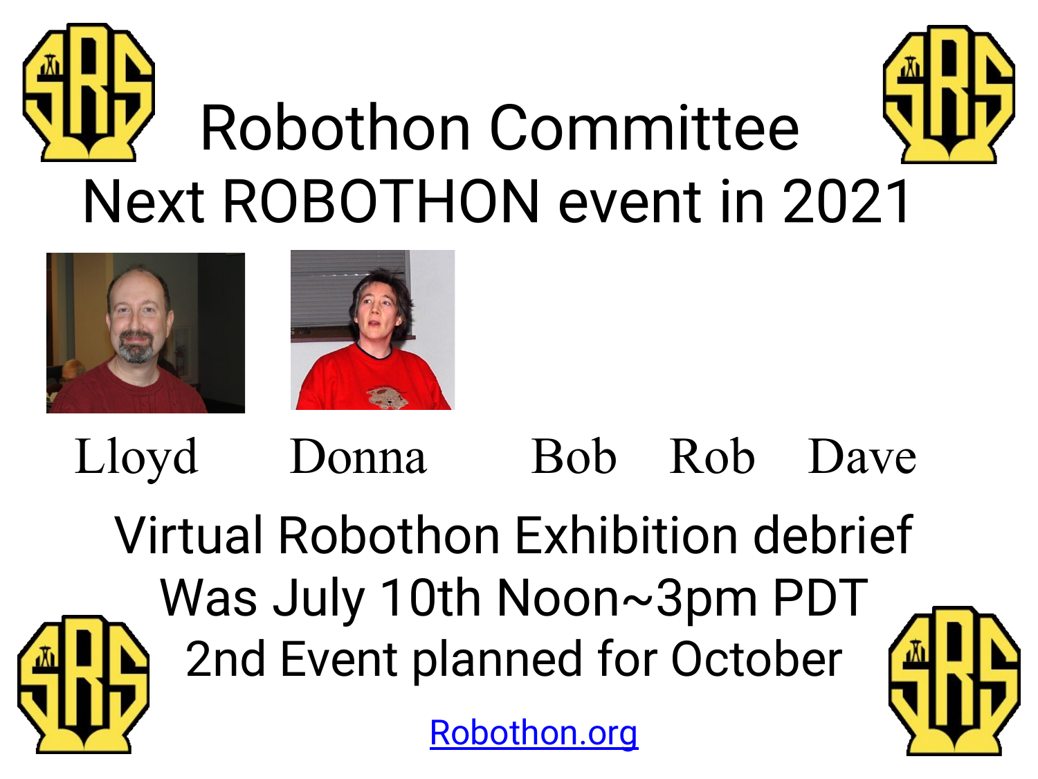# Robothon Committee

## Next ROBOTHON event in 2021

Lloyd Donna Bob Rob Dave

Virtual Robothon Exhibition debrief
Was July 10th Noon~3pm PDT
2nd Event planned for October

[Robothon.org](Robothon.org)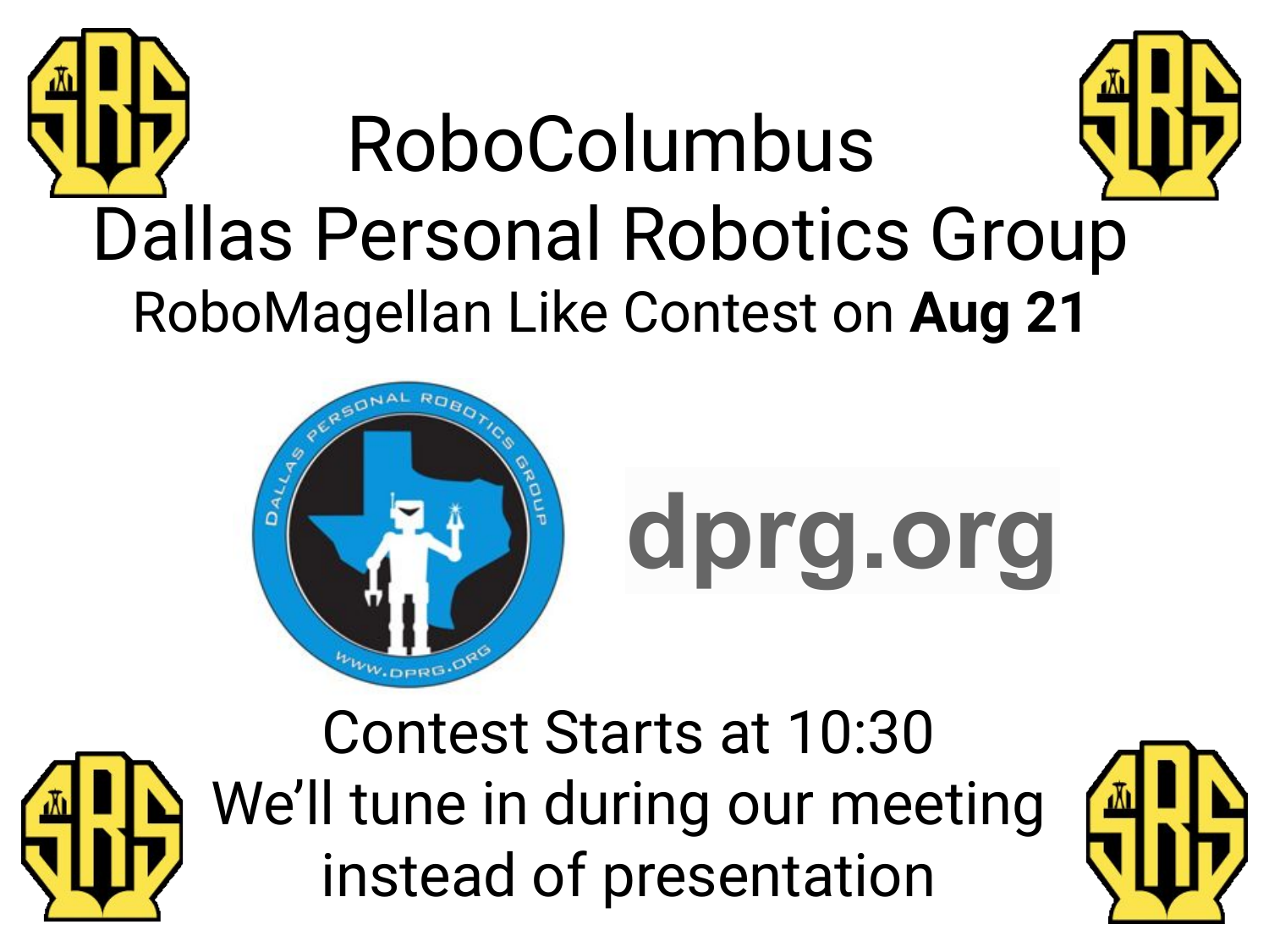# RoboColumbus

## Dallas Personal Robotics Group

RoboMagellan Like Contest on **Aug 21**

**dprg.org**

Contest Starts at 10:30

We'll tune in during our meeting instead of presentation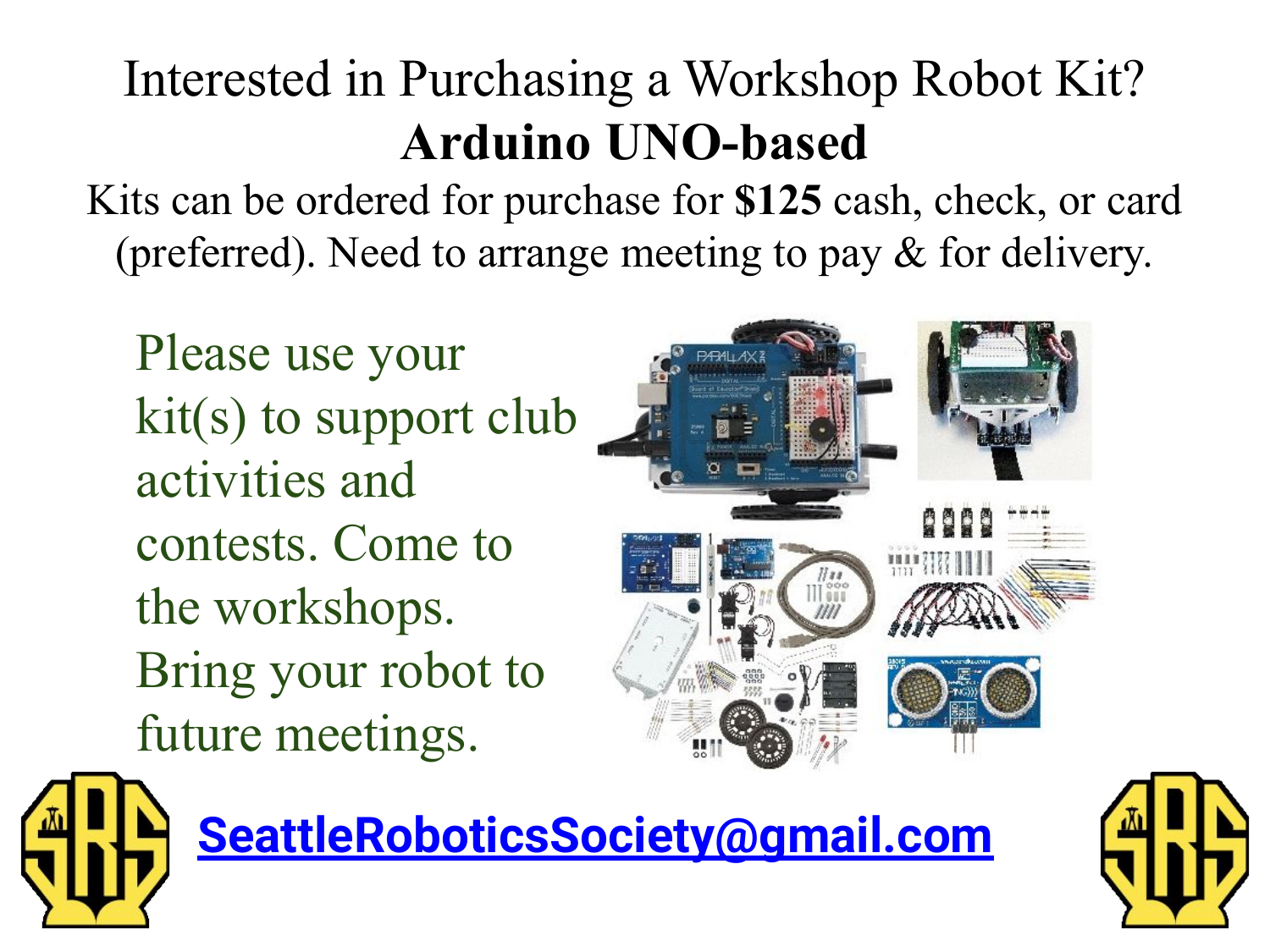# Interested in Purchasing a Workshop Robot Kit?

## Arduino UNO-based

Kits can be ordered for purchase for **$125** cash, check, or card (preferred). Need to arrange meeting to pay & for delivery.

Please use your kit(s) to support club activities and contests. Come to the workshops. Bring your robot to future meetings.

**SeattleRoboticsSociety@gmail.com**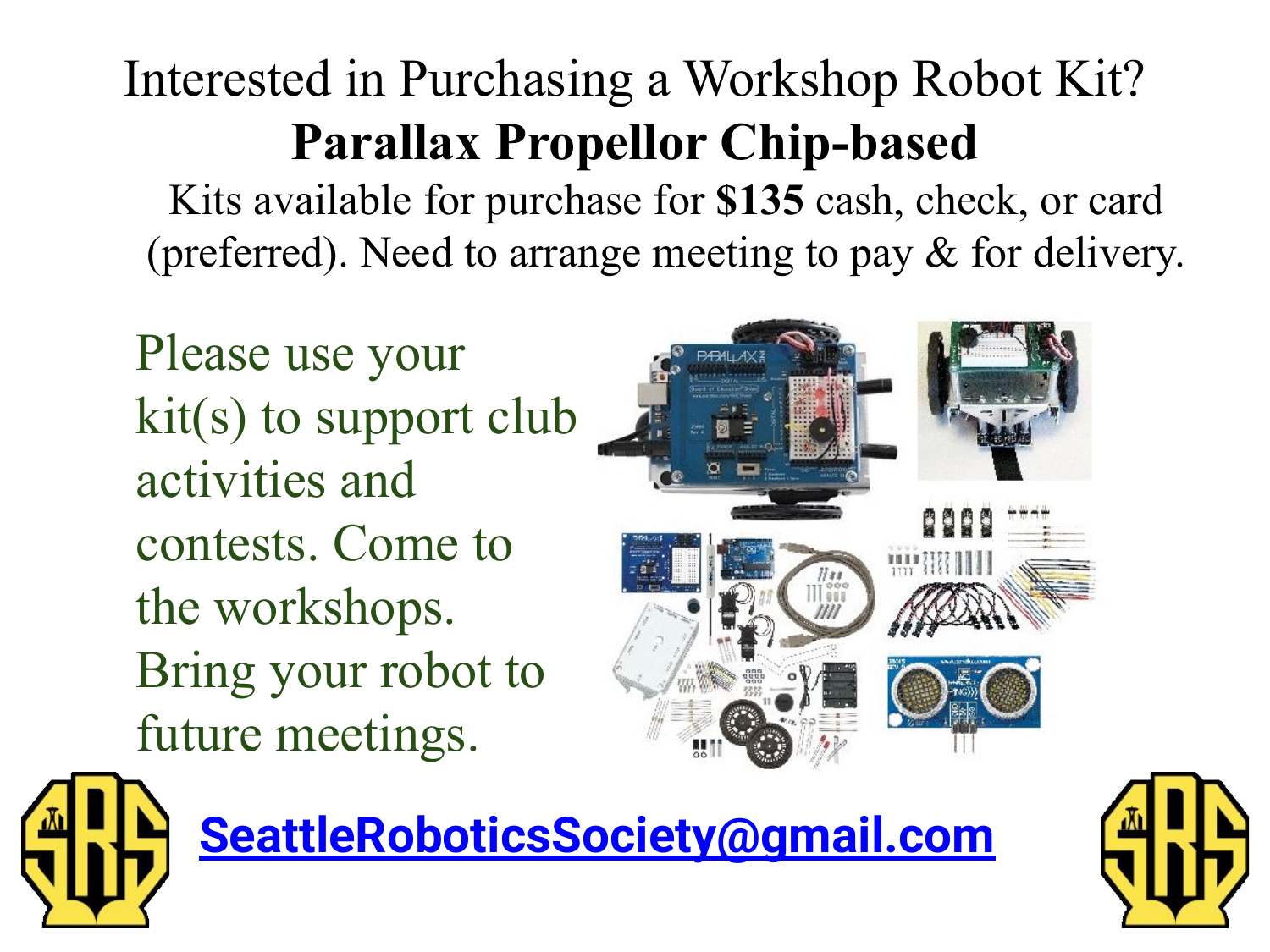# Interested in Purchasing a Workshop Robot Kit?

## Parallax Propellor Chip-based

Kits available for purchase for **$135** cash, check, or card (preferred). Need to arrange meeting to pay & for delivery.

Please use your kit(s) to support club activities and contests. Come to the workshops. Bring your robot to future meetings.

SeattleRoboticsSociety@gmail.com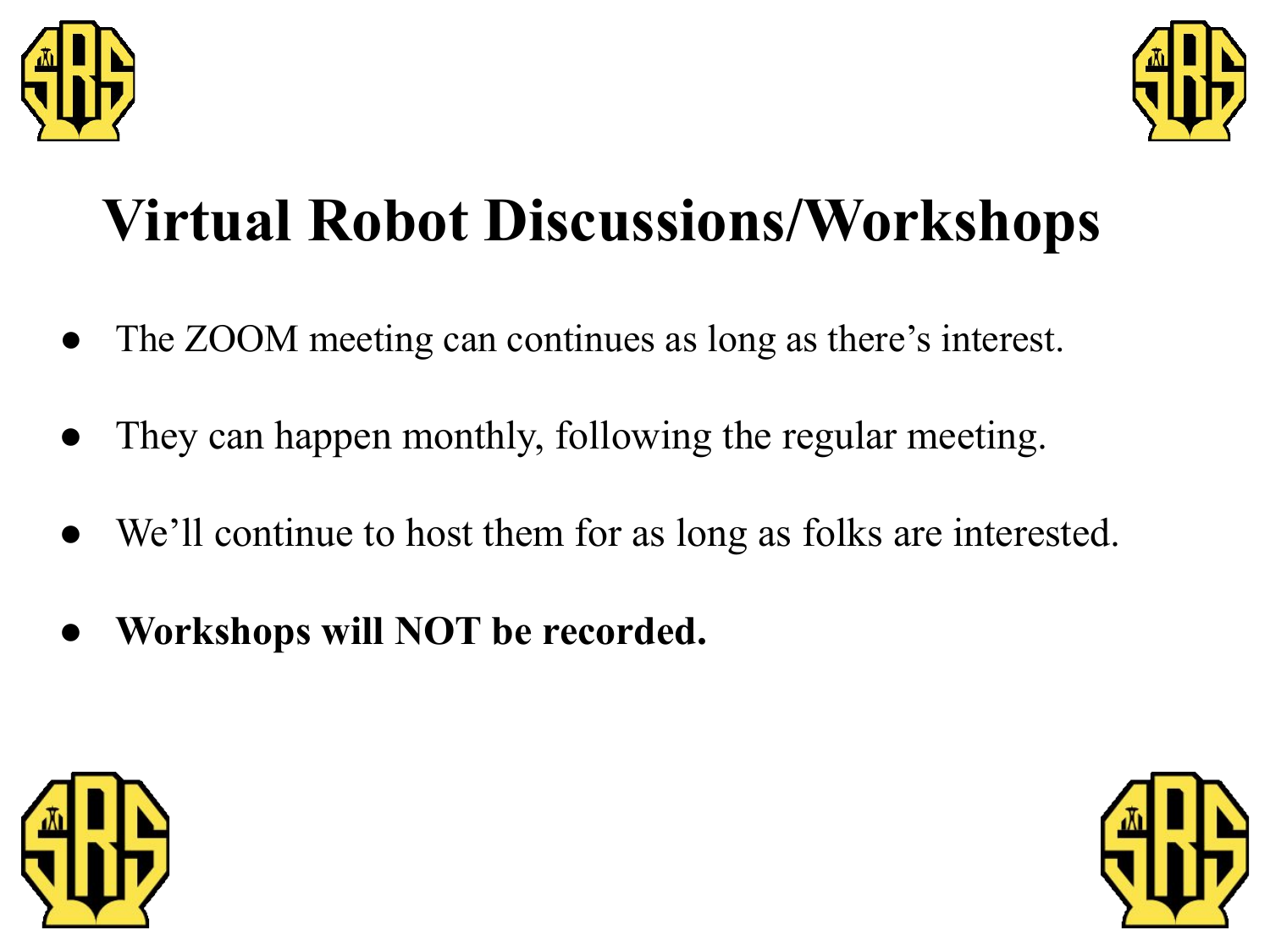# Virtual Robot Discussions/Workshops

- The ZOOM meeting can continues as long as there's interest.
- They can happen monthly, following the regular meeting.
- We'll continue to host them for as long as folks are interested.
- **Workshops will NOT be recorded.**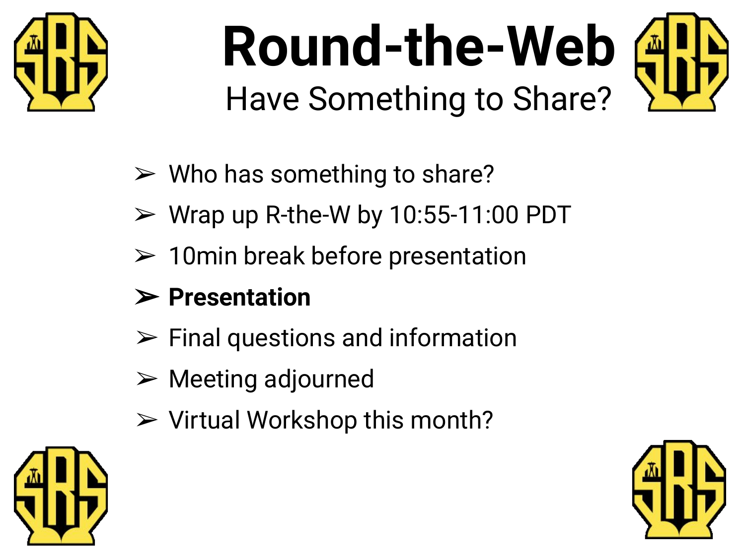# Round-the-Web

## Have Something to Share?

- Who has something to share?
- Wrap up R-the-W by 10:55-11:00 PDT
- 10min break before presentation
- **Presentation**
- Final questions and information
- Meeting adjourned
- Virtual Workshop this month?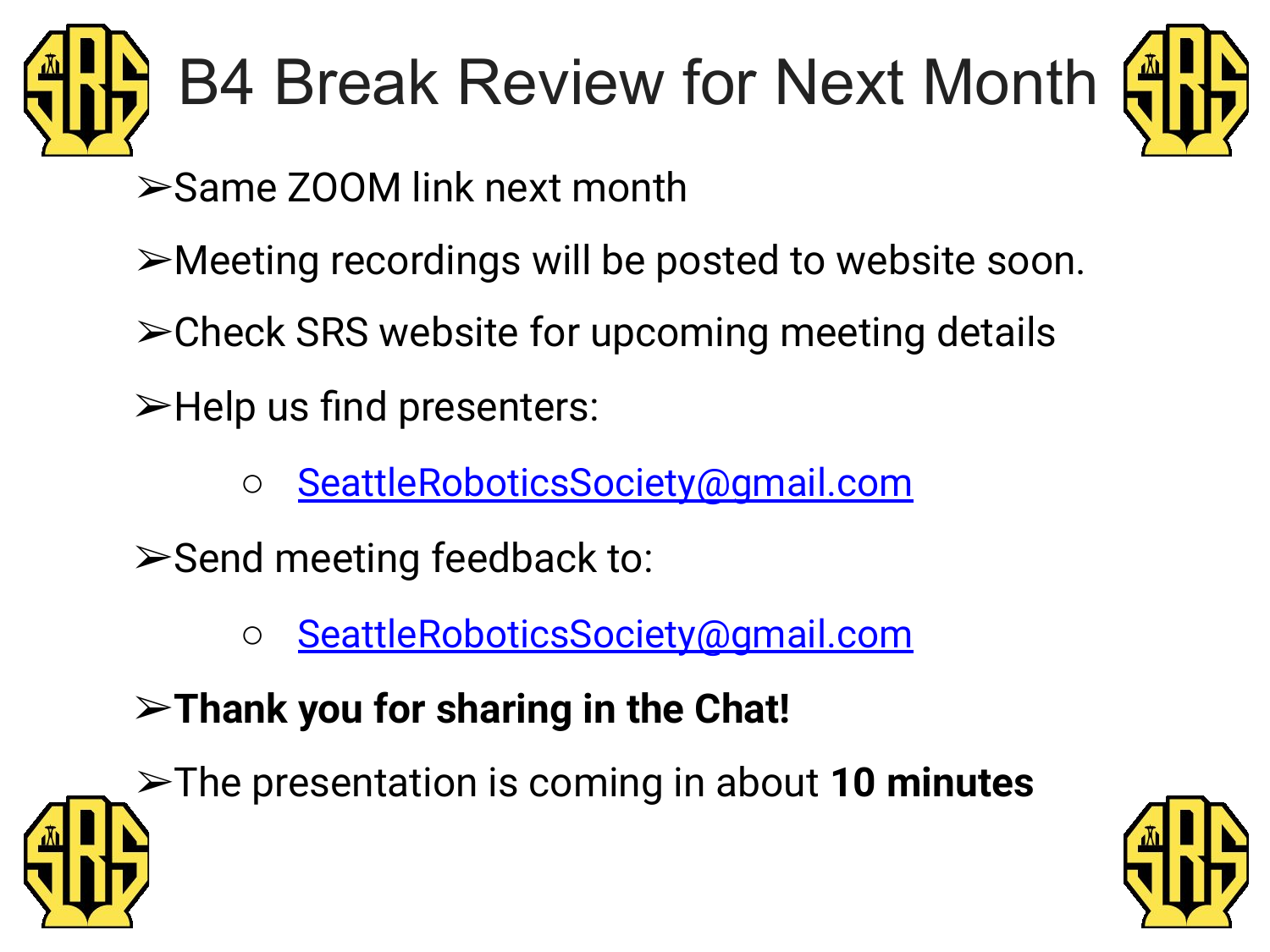# B4 Break Review for Next Month

- Same ZOOM link next month
- Meeting recordings will be posted to website soon.
- Check SRS website for upcoming meeting details
- Help us find presenters:
  - SeattleRoboticsSociety@gmail.com
- Send meeting feedback to:
  - SeattleRoboticsSociety@gmail.com
- **Thank you for sharing in the Chat!**
- The presentation is coming in about **10 minutes**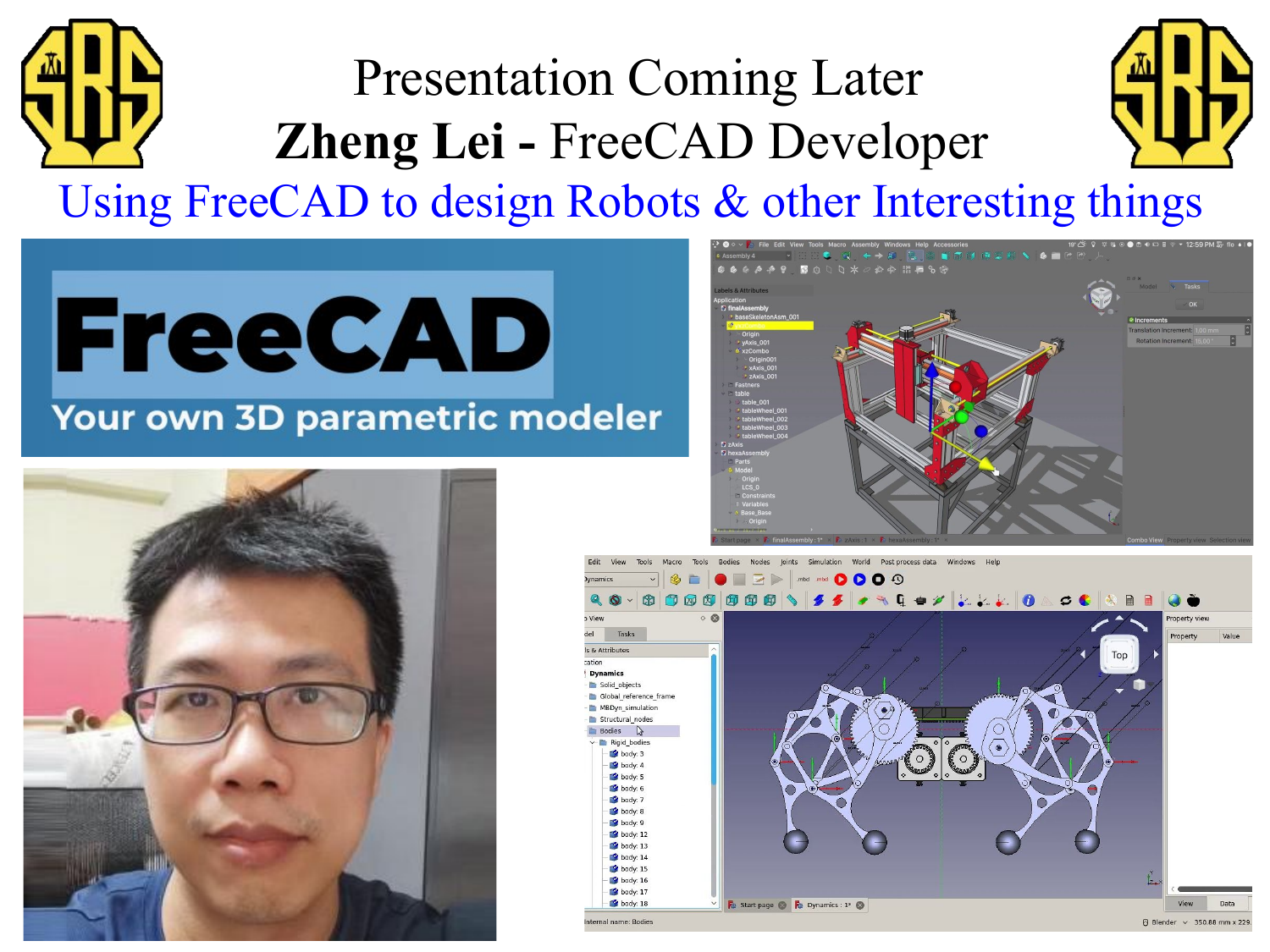# Presentation Coming Later

# **Zheng Lei -** FreeCAD Developer

## Using FreeCAD to design Robots & other Interesting things